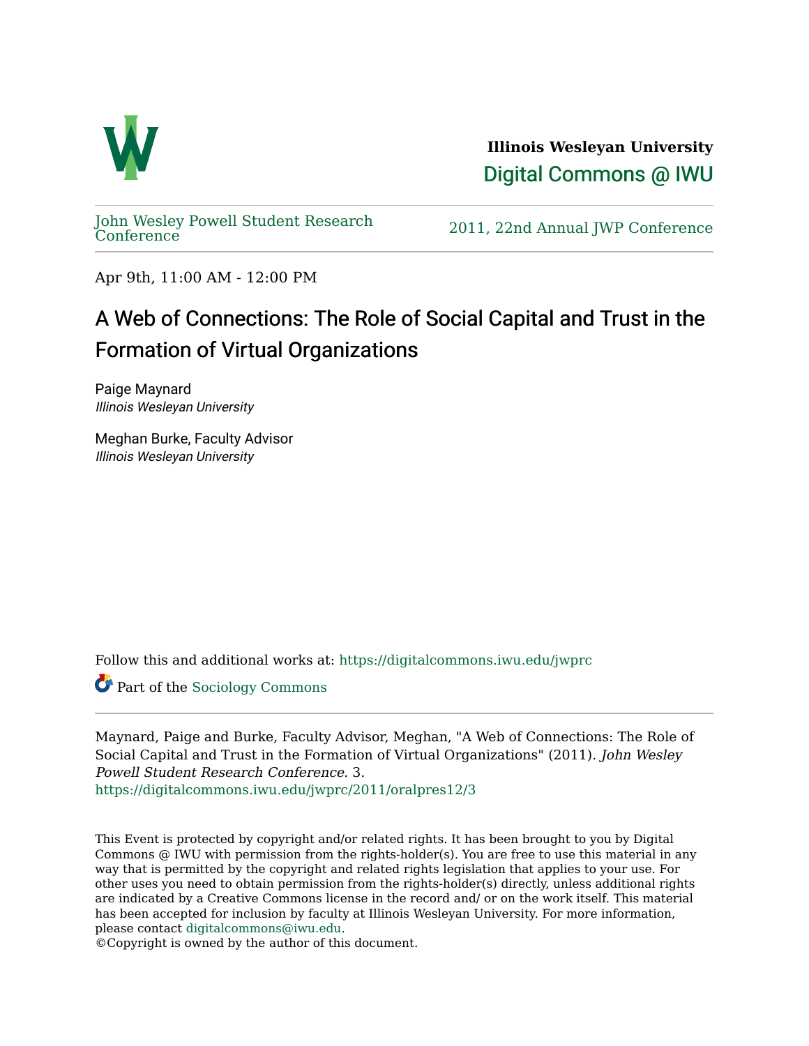**Illinois Wesleyan University**

Digital Commons @ IWU

John Wesley Powell Student Research Conference

2011, 22nd Annual JWP Conference

Apr 9th, 11:00 AM - 12:00 PM

# A Web of Connections: The Role of Social Capital and Trust in the Formation of Virtual Organizations

Paige Maynard
*Illinois Wesleyan University*

Meghan Burke, Faculty Advisor
*Illinois Wesleyan University*

Follow this and additional works at: https://digitalcommons.iwu.edu/jwprc

Part of the Sociology Commons

Maynard, Paige and Burke, Faculty Advisor, Meghan, "A Web of Connections: The Role of Social Capital and Trust in the Formation of Virtual Organizations" (2011). *John Wesley Powell Student Research Conference*. 3.
https://digitalcommons.iwu.edu/jwprc/2011/oralpres12/3

This Event is protected by copyright and/or related rights. It has been brought to you by Digital Commons @ IWU with permission from the rights-holder(s). You are free to use this material in any way that is permitted by the copyright and related rights legislation that applies to your use. For other uses you need to obtain permission from the rights-holder(s) directly, unless additional rights are indicated by a Creative Commons license in the record and/ or on the work itself. This material has been accepted for inclusion by faculty at Illinois Wesleyan University. For more information, please contact digitalcommons@iwu.edu.
©Copyright is owned by the author of this document.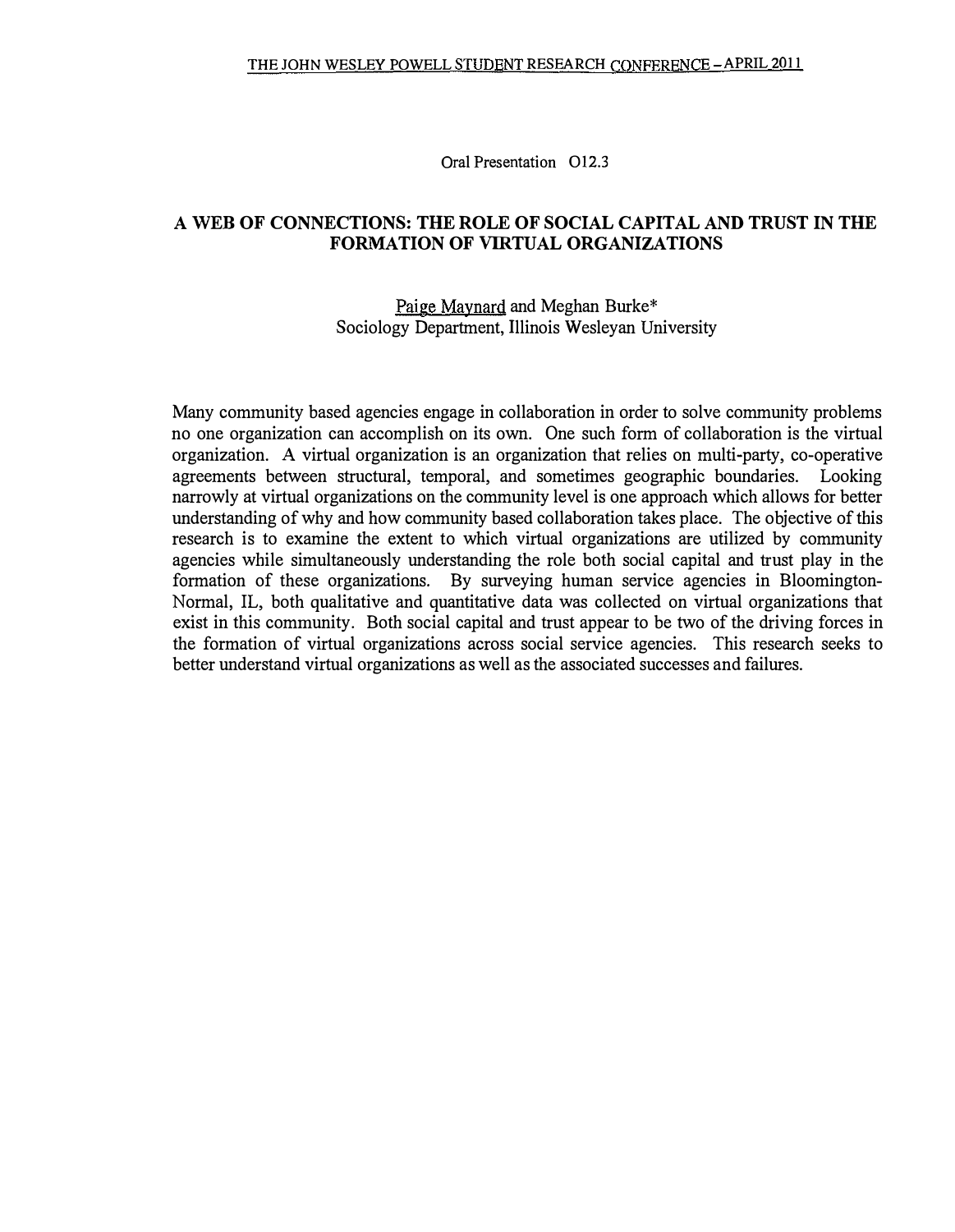Oral Presentation O12.3

## A WEB OF CONNECTIONS: THE ROLE OF SOCIAL CAPITAL AND TRUST IN THE FORMATION OF VIRTUAL ORGANIZATIONS

Paige Maynard and Meghan Burke*
Sociology Department, Illinois Wesleyan University

Many community based agencies engage in collaboration in order to solve community problems no one organization can accomplish on its own. One such form of collaboration is the virtual organization. A virtual organization is an organization that relies on multi-party, co-operative agreements between structural, temporal, and sometimes geographic boundaries. Looking narrowly at virtual organizations on the community level is one approach which allows for better understanding of why and how community based collaboration takes place. The objective of this research is to examine the extent to which virtual organizations are utilized by community agencies while simultaneously understanding the role both social capital and trust play in the formation of these organizations. By surveying human service agencies in Bloomington-Normal, IL, both qualitative and quantitative data was collected on virtual organizations that exist in this community. Both social capital and trust appear to be two of the driving forces in the formation of virtual organizations across social service agencies. This research seeks to better understand virtual organizations as well as the associated successes and failures.